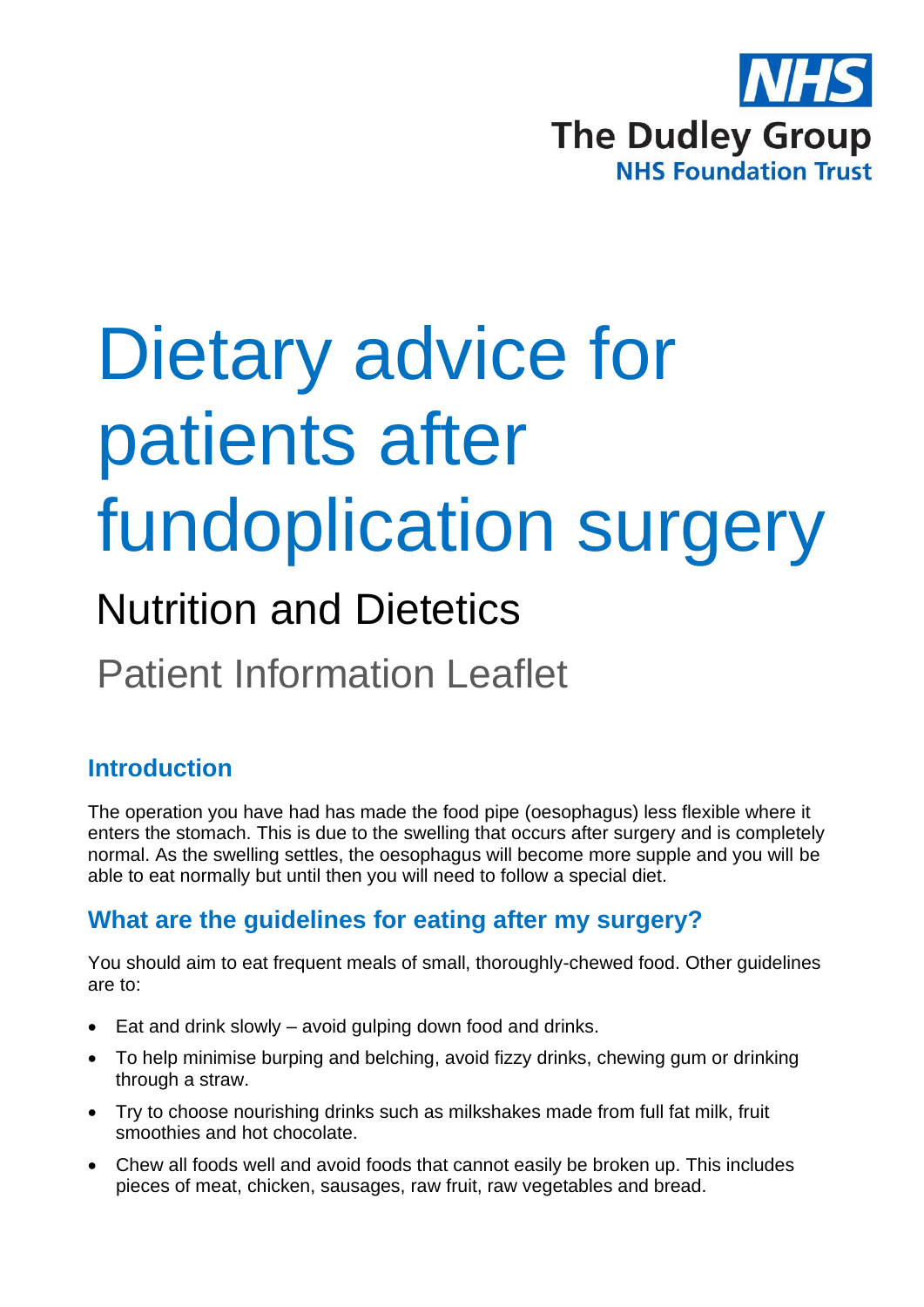NHS

The Dudley Group

NHS Foundation Trust

# Dietary advice for patients after fundoplication surgery

## Nutrition and Dietetics

Patient Information Leaflet

### Introduction

The operation you have had has made the food pipe (oesophagus) less flexible where it enters the stomach. This is due to the swelling that occurs after surgery and is completely normal. As the swelling settles, the oesophagus will become more supple and you will be able to eat normally but until then you will need to follow a special diet.

### What are the guidelines for eating after my surgery?

You should aim to eat frequent meals of small, thoroughly-chewed food. Other guidelines are to:

- Eat and drink slowly – avoid gulping down food and drinks.
- To help minimise burping and belching, avoid fizzy drinks, chewing gum or drinking through a straw.
- Try to choose nourishing drinks such as milkshakes made from full fat milk, fruit smoothies and hot chocolate.
- Chew all foods well and avoid foods that cannot easily be broken up. This includes pieces of meat, chicken, sausages, raw fruit, raw vegetables and bread.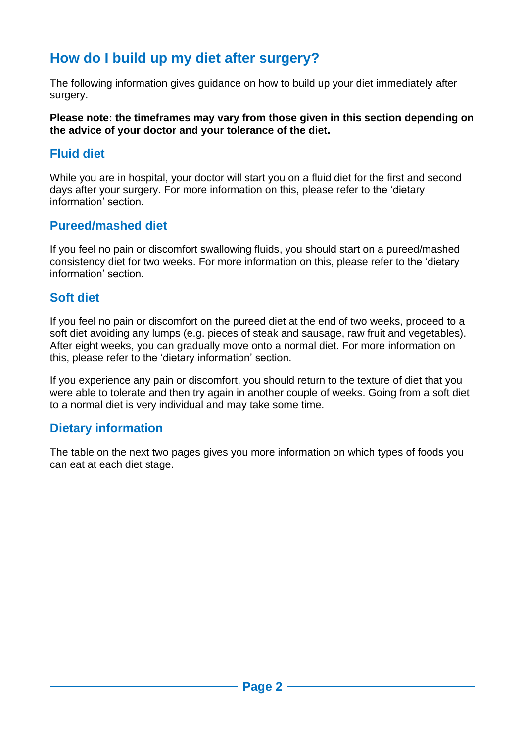# How do I build up my diet after surgery?

The following information gives guidance on how to build up your diet immediately after surgery.

**Please note: the timeframes may vary from those given in this section depending on the advice of your doctor and your tolerance of the diet.**

## Fluid diet

While you are in hospital, your doctor will start you on a fluid diet for the first and second days after your surgery. For more information on this, please refer to the 'dietary information' section.

## Pureed/mashed diet

If you feel no pain or discomfort swallowing fluids, you should start on a pureed/mashed consistency diet for two weeks. For more information on this, please refer to the 'dietary information' section.

## Soft diet

If you feel no pain or discomfort on the pureed diet at the end of two weeks, proceed to a soft diet avoiding any lumps (e.g. pieces of steak and sausage, raw fruit and vegetables). After eight weeks, you can gradually move onto a normal diet. For more information on this, please refer to the 'dietary information' section.

If you experience any pain or discomfort, you should return to the texture of diet that you were able to tolerate and then try again in another couple of weeks. Going from a soft diet to a normal diet is very individual and may take some time.

## Dietary information

The table on the next two pages gives you more information on which types of foods you can eat at each diet stage.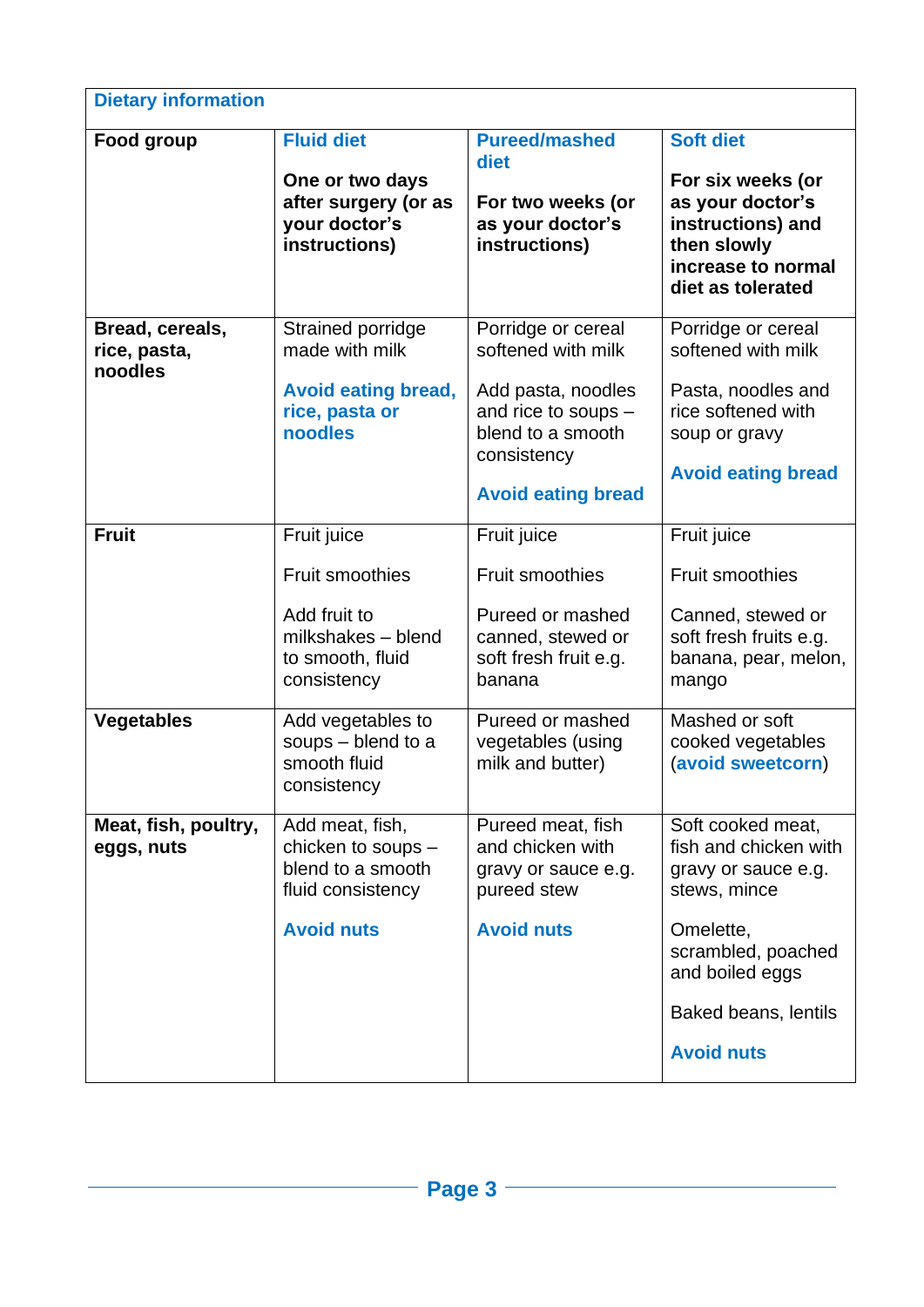## Dietary information

| Food group | **Fluid diet**<br><br>**One or two days after surgery (or as your doctor's instructions)** | **Pureed/mashed diet**<br><br>**For two weeks (or as your doctor's instructions)** | **Soft diet**<br><br>**For six weeks (or as your doctor's instructions) and then slowly increase to normal diet as tolerated** |
|---|---|---|---|
| **Bread, cereals, rice, pasta, noodles** | Strained porridge made with milk<br><br>**Avoid eating bread, rice, pasta or noodles** | Porridge or cereal softened with milk<br><br>Add pasta, noodles and rice to soups – blend to a smooth consistency<br><br>**Avoid eating bread** | Porridge or cereal softened with milk<br><br>Pasta, noodles and rice softened with soup or gravy<br><br>**Avoid eating bread** |
| **Fruit** | Fruit juice<br><br>Fruit smoothies<br><br>Add fruit to milkshakes – blend to smooth, fluid consistency | Fruit juice<br><br>Fruit smoothies<br><br>Pureed or mashed canned, stewed or soft fresh fruit e.g. banana | Fruit juice<br><br>Fruit smoothies<br><br>Canned, stewed or soft fresh fruits e.g. banana, pear, melon, mango |
| **Vegetables** | Add vegetables to soups – blend to a smooth fluid consistency | Pureed or mashed vegetables (using milk and butter) | Mashed or soft cooked vegetables (**avoid sweetcorn**) |
| **Meat, fish, poultry, eggs, nuts** | Add meat, fish, chicken to soups – blend to a smooth fluid consistency<br><br>**Avoid nuts** | Pureed meat, fish and chicken with gravy or sauce e.g. pureed stew<br><br>**Avoid nuts** | Soft cooked meat, fish and chicken with gravy or sauce e.g. stews, mince<br><br>Omelette, scrambled, poached and boiled eggs<br><br>Baked beans, lentils<br><br>**Avoid nuts** |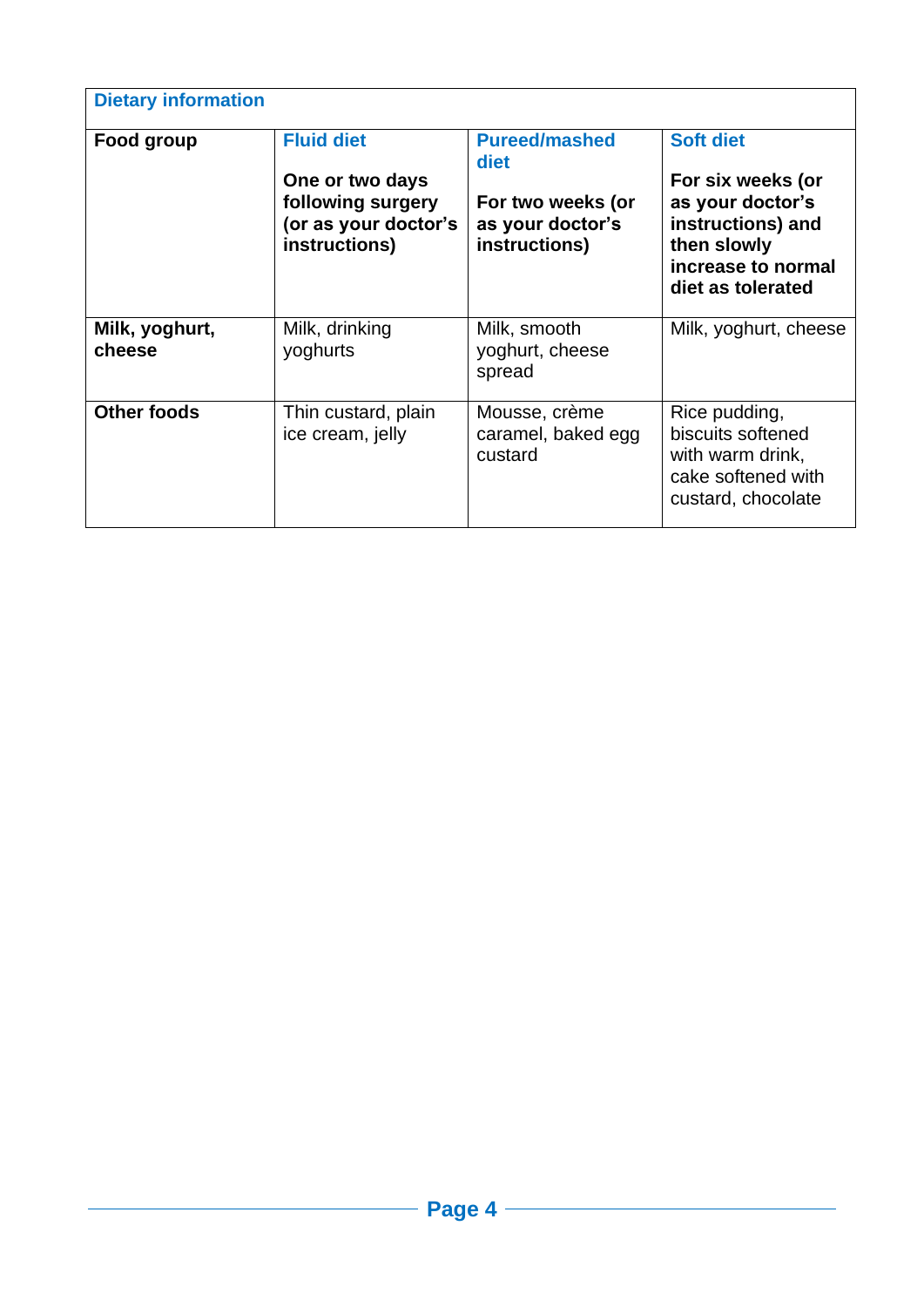| Dietary information | | | |
|---|---|---|---|
| **Food group** | **Fluid diet**<br><br>**One or two days following surgery (or as your doctor's instructions)** | **Pureed/mashed diet**<br><br>**For two weeks (or as your doctor's instructions)** | **Soft diet**<br><br>**For six weeks (or as your doctor's instructions) and then slowly increase to normal diet as tolerated** |
| **Milk, yoghurt, cheese** | Milk, drinking yoghurts | Milk, smooth yoghurt, cheese spread | Milk, yoghurt, cheese |
| **Other foods** | Thin custard, plain ice cream, jelly | Mousse, crème caramel, baked egg custard | Rice pudding, biscuits softened with warm drink, cake softened with custard, chocolate |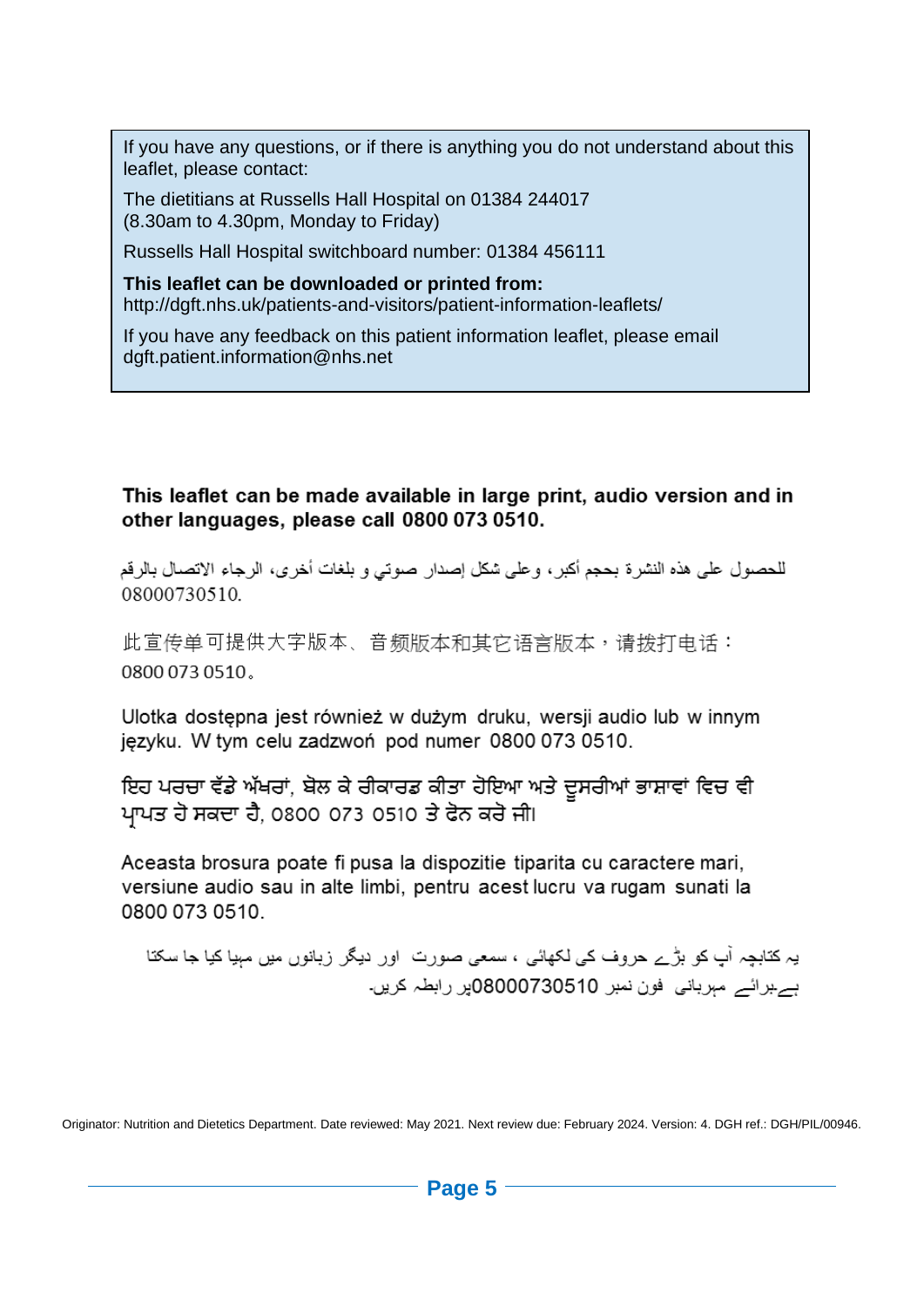If you have any questions, or if there is anything you do not understand about this leaflet, please contact:

The dietitians at Russells Hall Hospital on 01384 244017
(8.30am to 4.30pm, Monday to Friday)

Russells Hall Hospital switchboard number: 01384 456111

**This leaflet can be downloaded or printed from:**
http://dgft.nhs.uk/patients-and-visitors/patient-information-leaflets/

If you have any feedback on this patient information leaflet, please email dgft.patient.information@nhs.net

**This leaflet can be made available in large print, audio version and in other languages, please call 0800 073 0510.**

للحصول على هذه النشرة بحجم أكبر، وعلى شكل إصدار صوتي و بلغات أخرى، الرجاء الاتصال بالرقم 08000730510.

此宣传单可提供大字版本、音频版本和其它语言版本，请拨打电话：0800 073 0510。

Ulotka dostępna jest również w dużym druku, wersji audio lub w innym języku. W tym celu zadzwoń pod numer 0800 073 0510.

ਇਹ ਪਰਚਾ ਵੱਡੇ ਅੱਖਰਾਂ, ਬੋਲ ਕੇ ਰੀਕਾਰਡ ਕੀਤਾ ਹੋਇਆ ਅਤੇ ਦੂਸਰੀਆਂ ਭਾਸ਼ਾਵਾਂ ਵਿਚ ਵੀ ਪ੍ਰਾਪਤ ਹੋ ਸਕਦਾ ਹੈ, 0800 073 0510 ਤੇ ਫੋਨ ਕਰੋ ਜੀ।

Aceasta brosura poate fi pusa la dispozitie tiparita cu caractere mari, versiune audio sau in alte limbi, pentru acest lucru va rugam sunati la 0800 073 0510.

یہ کتابچہ آپ کو بڑے حروف کی لکھائی ، سمعی صورت اور دیگر زبانوں میں مہیا کیا جا سکتا ہے برائے مہربانی فون نمبر 08000730510 پر رابطہ کریں۔

Originator: Nutrition and Dietetics Department. Date reviewed: May 2021. Next review due: February 2024. Version: 4. DGH ref.: DGH/PIL/00946.